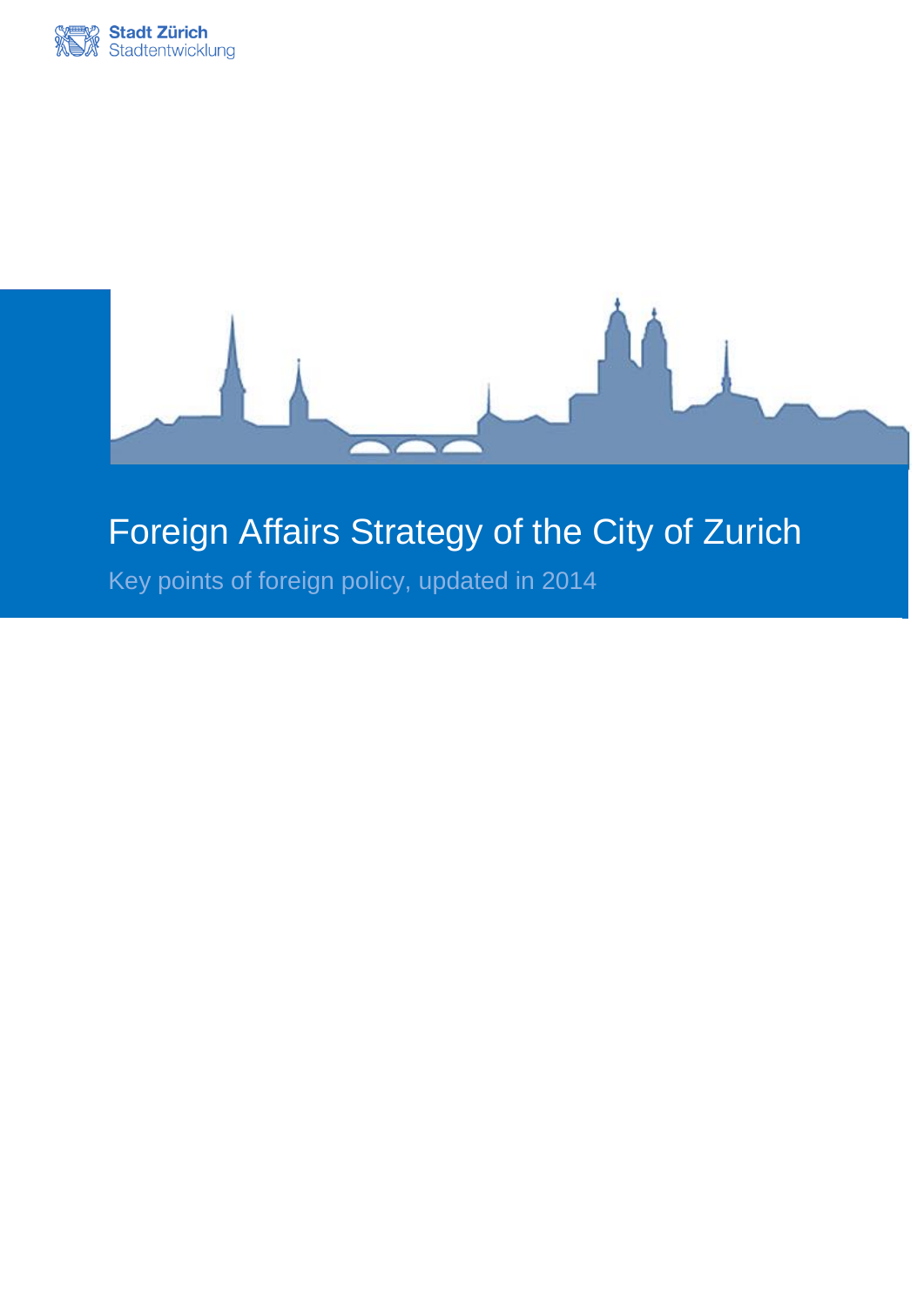Stadt Zürich
Stadtentwicklung

# Foreign Affairs Strategy of the City of Zurich

Key points of foreign policy, updated in 2014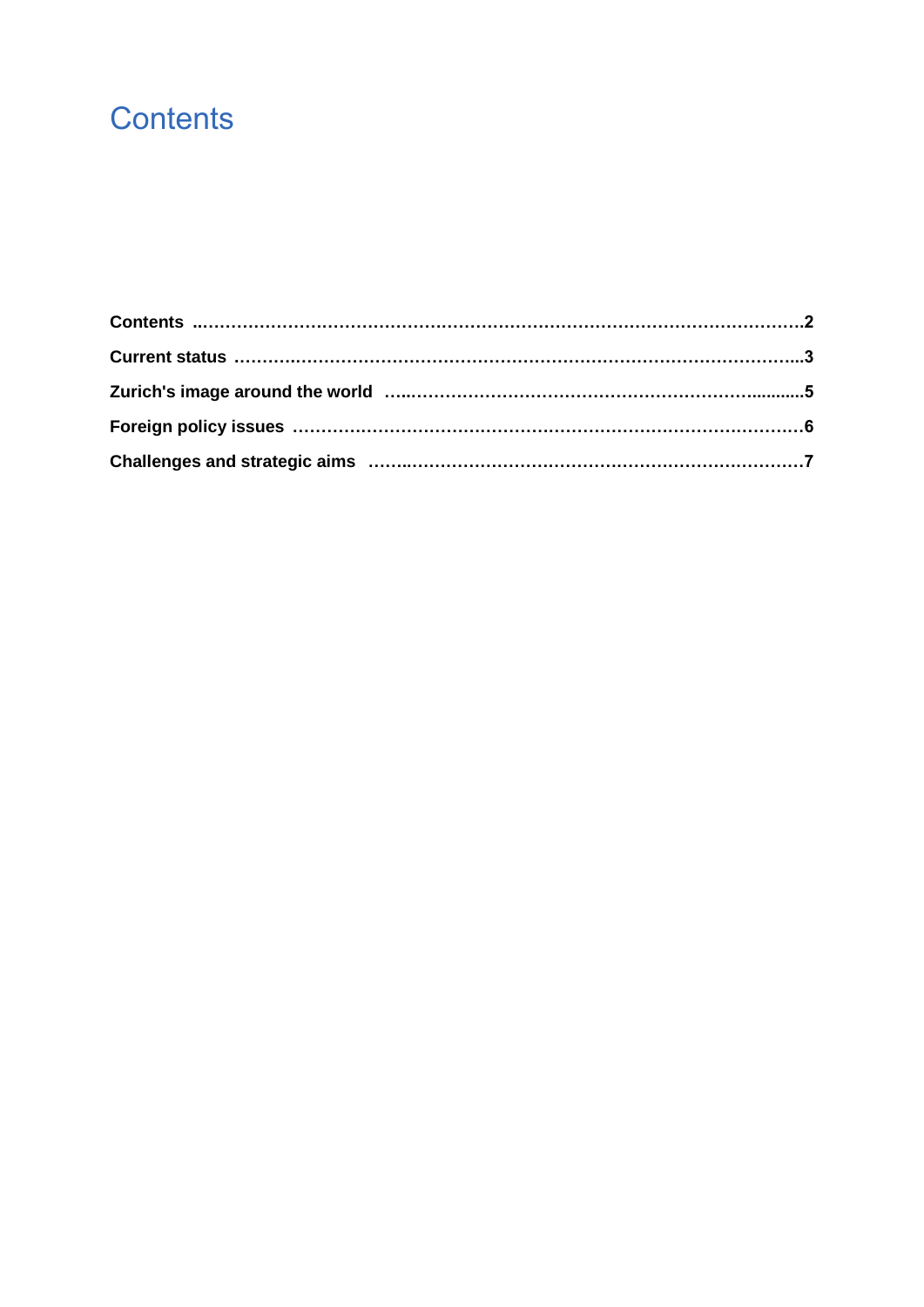# Contents

**Contents** ..........................................................................................................2

**Current status** ....................................................................................................3

**Zurich's image around the world** ......................................................................5

**Foreign policy issues** .........................................................................................6

**Challenges and strategic aims** ..........................................................................7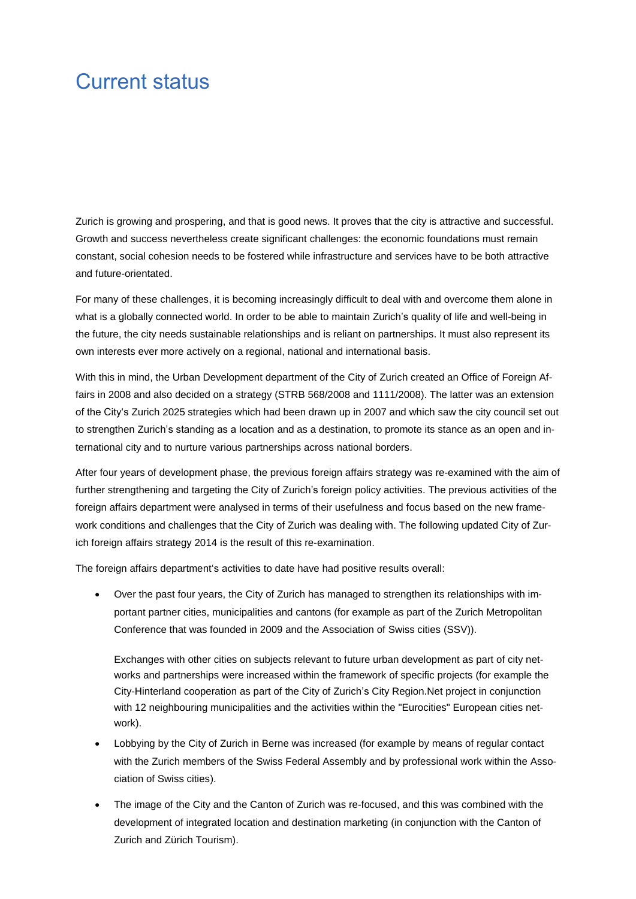# Current status

Zurich is growing and prospering, and that is good news. It proves that the city is attractive and successful. Growth and success nevertheless create significant challenges: the economic foundations must remain constant, social cohesion needs to be fostered while infrastructure and services have to be both attractive and future-orientated.

For many of these challenges, it is becoming increasingly difficult to deal with and overcome them alone in what is a globally connected world. In order to be able to maintain Zurich's quality of life and well-being in the future, the city needs sustainable relationships and is reliant on partnerships. It must also represent its own interests ever more actively on a regional, national and international basis.

With this in mind, the Urban Development department of the City of Zurich created an Office of Foreign Affairs in 2008 and also decided on a strategy (STRB 568/2008 and 1111/2008). The latter was an extension of the City's Zurich 2025 strategies which had been drawn up in 2007 and which saw the city council set out to strengthen Zurich's standing as a location and as a destination, to promote its stance as an open and international city and to nurture various partnerships across national borders.

After four years of development phase, the previous foreign affairs strategy was re-examined with the aim of further strengthening and targeting the City of Zurich's foreign policy activities. The previous activities of the foreign affairs department were analysed in terms of their usefulness and focus based on the new framework conditions and challenges that the City of Zurich was dealing with. The following updated City of Zurich foreign affairs strategy 2014 is the result of this re-examination.

The foreign affairs department's activities to date have had positive results overall:

- Over the past four years, the City of Zurich has managed to strengthen its relationships with important partner cities, municipalities and cantons (for example as part of the Zurich Metropolitan Conference that was founded in 2009 and the Association of Swiss cities (SSV)).

  Exchanges with other cities on subjects relevant to future urban development as part of city networks and partnerships were increased within the framework of specific projects (for example the City-Hinterland cooperation as part of the City of Zurich's City Region.Net project in conjunction with 12 neighbouring municipalities and the activities within the "Eurocities" European cities network).
- Lobbying by the City of Zurich in Berne was increased (for example by means of regular contact with the Zurich members of the Swiss Federal Assembly and by professional work within the Association of Swiss cities).
- The image of the City and the Canton of Zurich was re-focused, and this was combined with the development of integrated location and destination marketing (in conjunction with the Canton of Zurich and Zürich Tourism).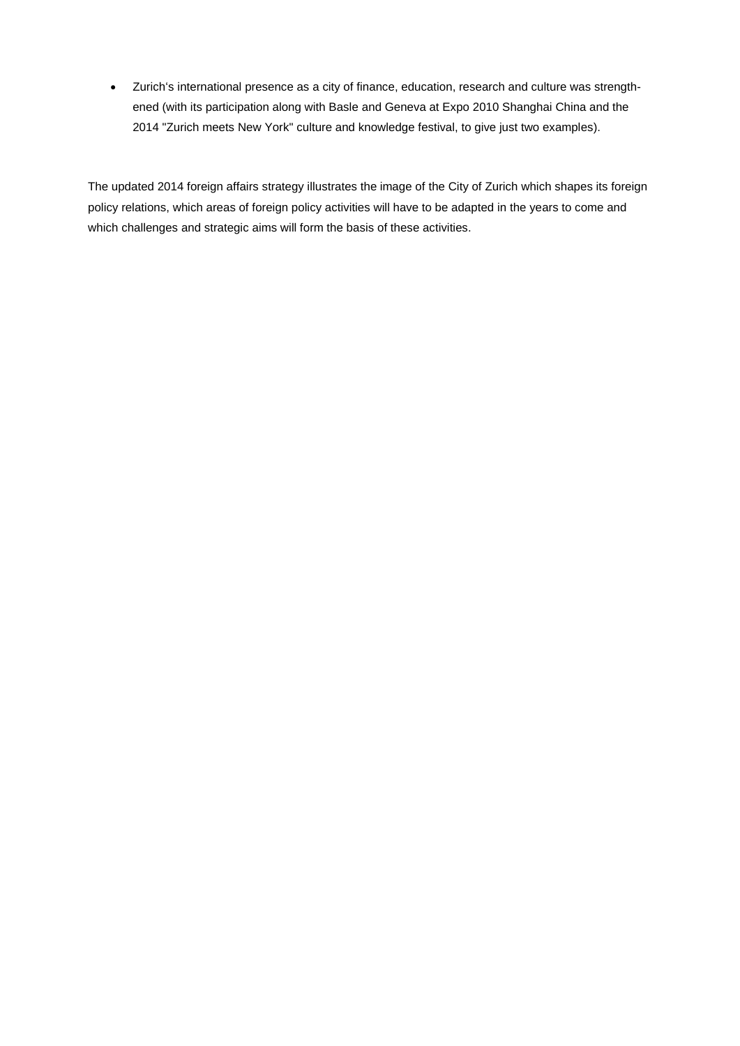- Zurich's international presence as a city of finance, education, research and culture was strengthened (with its participation along with Basle and Geneva at Expo 2010 Shanghai China and the 2014 "Zurich meets New York" culture and knowledge festival, to give just two examples).

The updated 2014 foreign affairs strategy illustrates the image of the City of Zurich which shapes its foreign policy relations, which areas of foreign policy activities will have to be adapted in the years to come and which challenges and strategic aims will form the basis of these activities.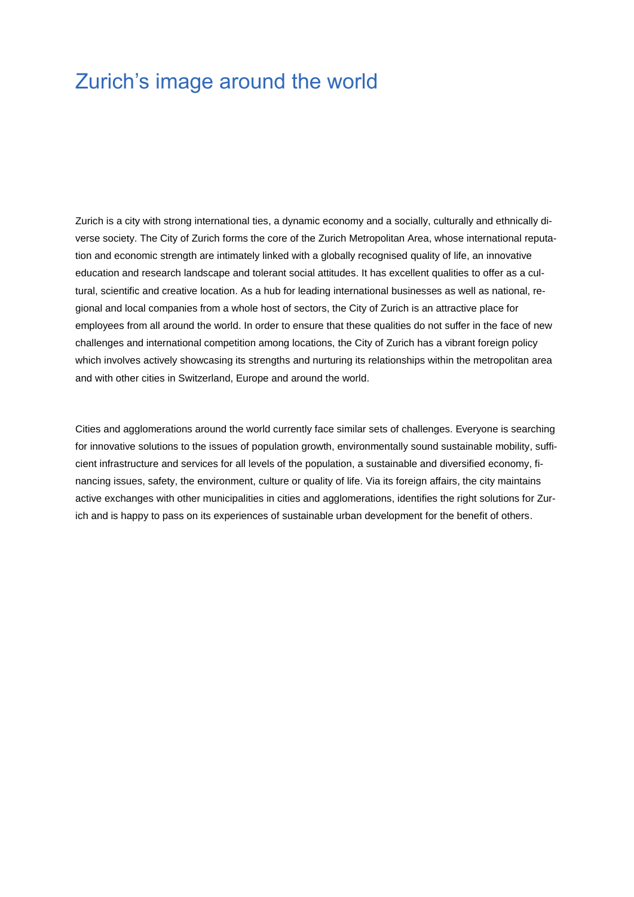# Zurich's image around the world

Zurich is a city with strong international ties, a dynamic economy and a socially, culturally and ethnically diverse society. The City of Zurich forms the core of the Zurich Metropolitan Area, whose international reputation and economic strength are intimately linked with a globally recognised quality of life, an innovative education and research landscape and tolerant social attitudes. It has excellent qualities to offer as a cultural, scientific and creative location. As a hub for leading international businesses as well as national, regional and local companies from a whole host of sectors, the City of Zurich is an attractive place for employees from all around the world. In order to ensure that these qualities do not suffer in the face of new challenges and international competition among locations, the City of Zurich has a vibrant foreign policy which involves actively showcasing its strengths and nurturing its relationships within the metropolitan area and with other cities in Switzerland, Europe and around the world.

Cities and agglomerations around the world currently face similar sets of challenges. Everyone is searching for innovative solutions to the issues of population growth, environmentally sound sustainable mobility, sufficient infrastructure and services for all levels of the population, a sustainable and diversified economy, financing issues, safety, the environment, culture or quality of life. Via its foreign affairs, the city maintains active exchanges with other municipalities in cities and agglomerations, identifies the right solutions for Zurich and is happy to pass on its experiences of sustainable urban development for the benefit of others.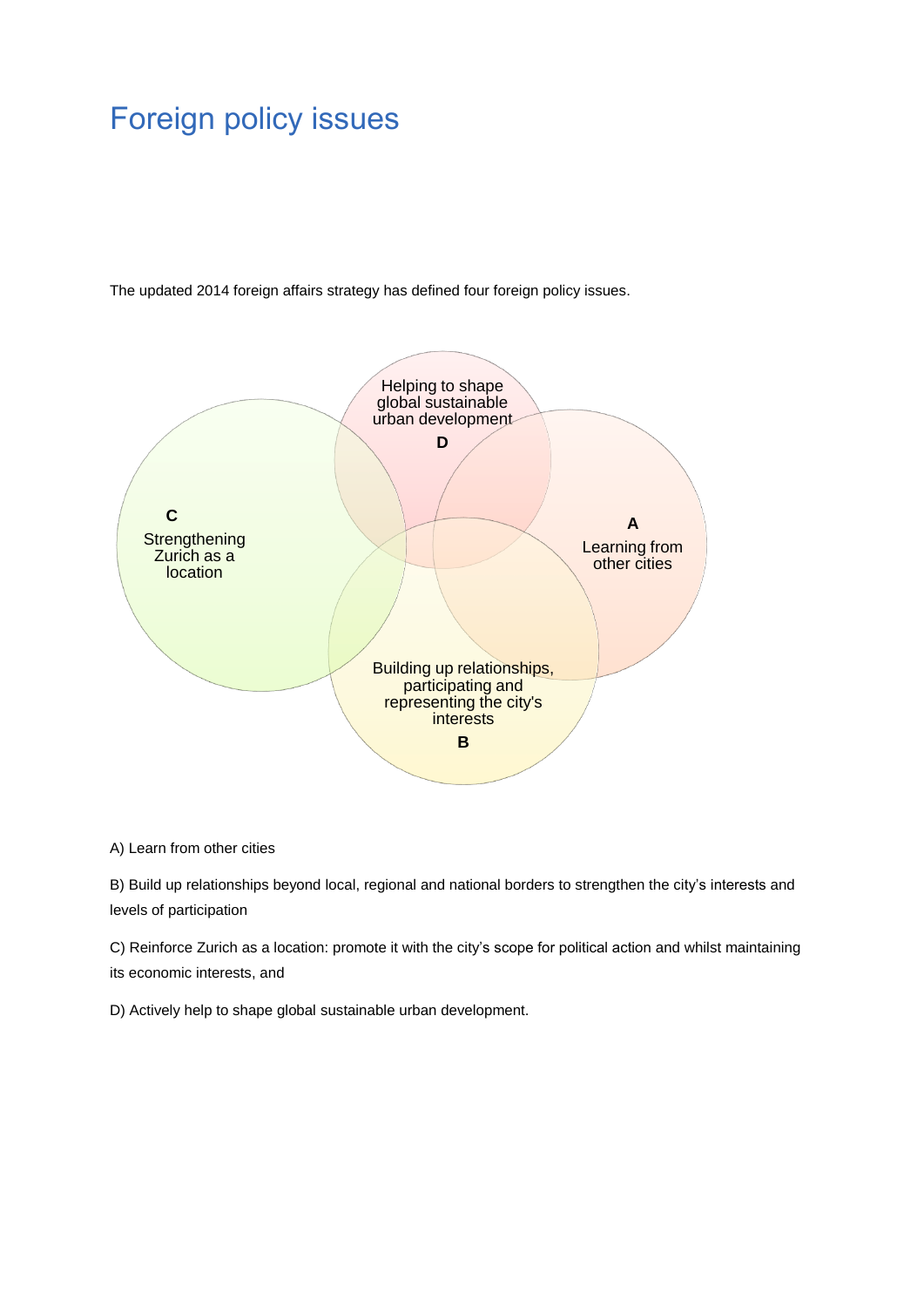# Foreign policy issues

The updated 2014 foreign affairs strategy has defined four foreign policy issues.

Helping to shape global sustainable urban development
**D**

**C**
Strengthening Zurich as a location

**A**
Learning from other cities

Building up relationships, participating and representing the city's interests
**B**

A) Learn from other cities

B) Build up relationships beyond local, regional and national borders to strengthen the city's interests and levels of participation

C) Reinforce Zurich as a location: promote it with the city's scope for political action and whilst maintaining its economic interests, and

D) Actively help to shape global sustainable urban development.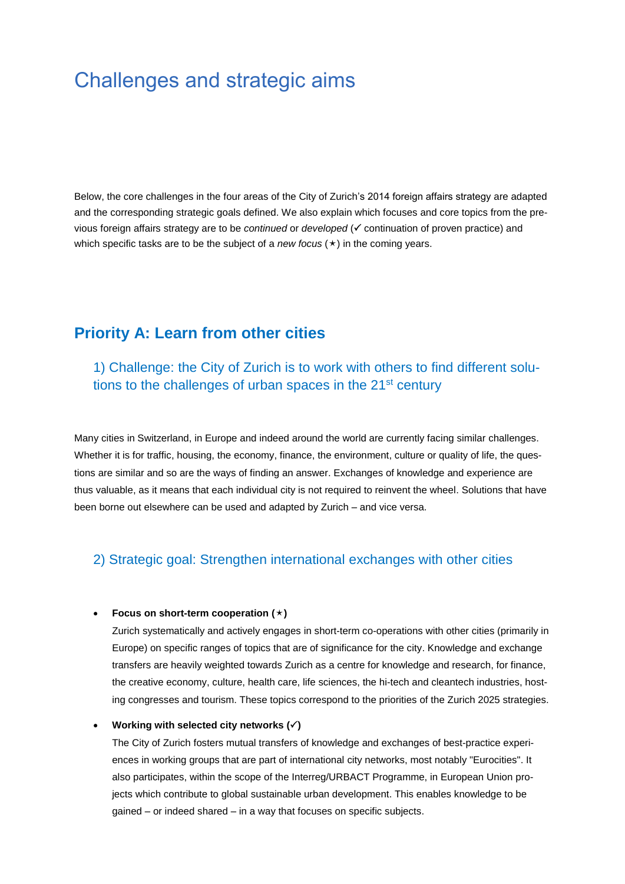# Challenges and strategic aims

Below, the core challenges in the four areas of the City of Zurich's 2014 foreign affairs strategy are adapted and the corresponding strategic goals defined. We also explain which focuses and core topics from the previous foreign affairs strategy are to be *continued* or *developed* (✓ continuation of proven practice) and which specific tasks are to be the subject of a *new focus* (⋆) in the coming years.

## Priority A: Learn from other cities

### 1) Challenge: the City of Zurich is to work with others to find different solutions to the challenges of urban spaces in the 21st century

Many cities in Switzerland, in Europe and indeed around the world are currently facing similar challenges. Whether it is for traffic, housing, the economy, finance, the environment, culture or quality of life, the questions are similar and so are the ways of finding an answer. Exchanges of knowledge and experience are thus valuable, as it means that each individual city is not required to reinvent the wheel. Solutions that have been borne out elsewhere can be used and adapted by Zurich – and vice versa.

### 2) Strategic goal: Strengthen international exchanges with other cities

- **Focus on short-term cooperation (⋆)**
  Zurich systematically and actively engages in short-term co-operations with other cities (primarily in Europe) on specific ranges of topics that are of significance for the city. Knowledge and exchange transfers are heavily weighted towards Zurich as a centre for knowledge and research, for finance, the creative economy, culture, health care, life sciences, the hi-tech and cleantech industries, hosting congresses and tourism. These topics correspond to the priorities of the Zurich 2025 strategies.
- **Working with selected city networks (✓)**
  The City of Zurich fosters mutual transfers of knowledge and exchanges of best-practice experiences in working groups that are part of international city networks, most notably "Eurocities". It also participates, within the scope of the Interreg/URBACT Programme, in European Union projects which contribute to global sustainable urban development. This enables knowledge to be gained – or indeed shared – in a way that focuses on specific subjects.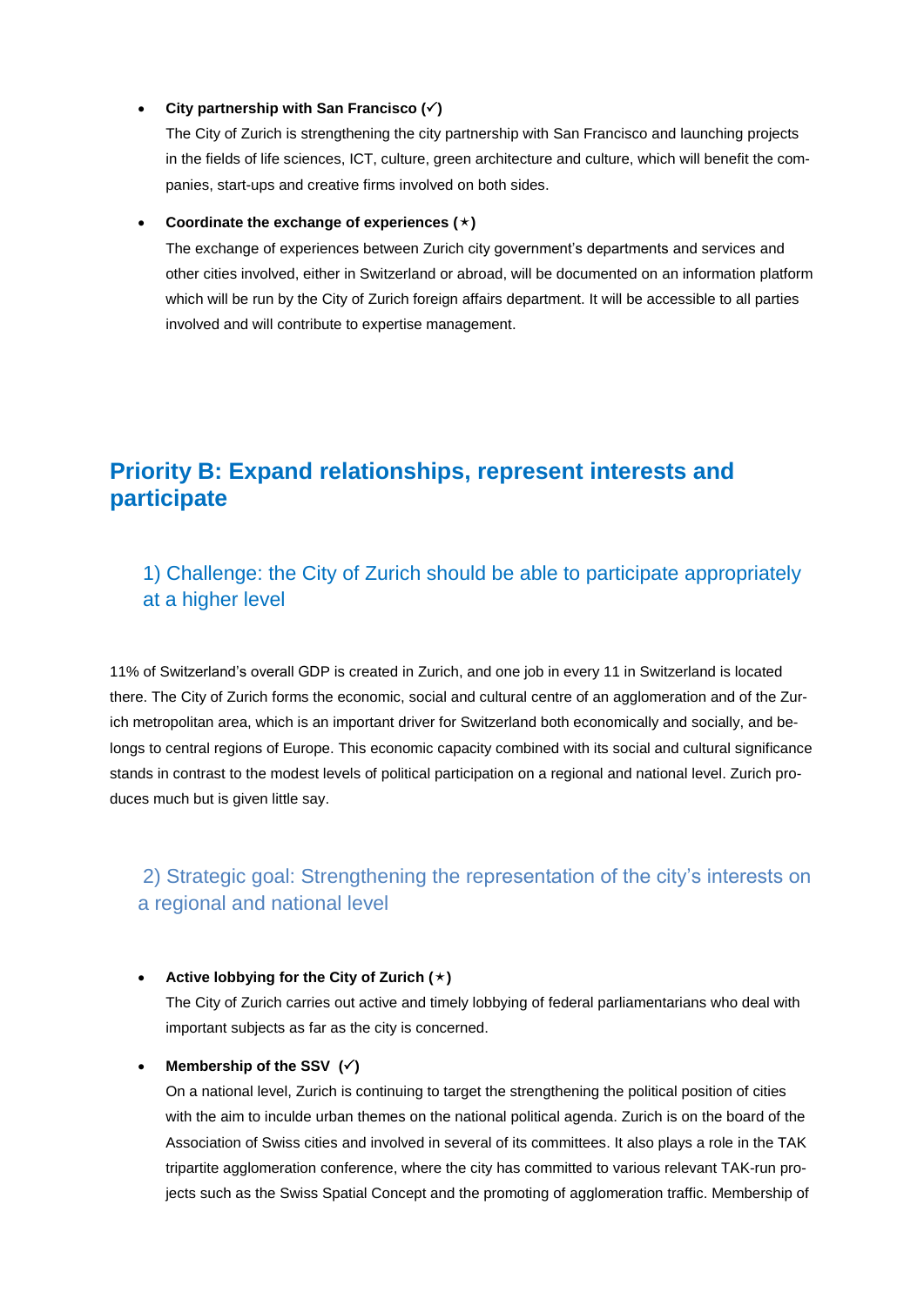- **City partnership with San Francisco (✓)**
  The City of Zurich is strengthening the city partnership with San Francisco and launching projects in the fields of life sciences, ICT, culture, green architecture and culture, which will benefit the companies, start-ups and creative firms involved on both sides.

- **Coordinate the exchange of experiences (⋆)**
  The exchange of experiences between Zurich city government's departments and services and other cities involved, either in Switzerland or abroad, will be documented on an information platform which will be run by the City of Zurich foreign affairs department. It will be accessible to all parties involved and will contribute to expertise management.

## Priority B: Expand relationships, represent interests and participate

### 1) Challenge: the City of Zurich should be able to participate appropriately at a higher level

11% of Switzerland's overall GDP is created in Zurich, and one job in every 11 in Switzerland is located there. The City of Zurich forms the economic, social and cultural centre of an agglomeration and of the Zurich metropolitan area, which is an important driver for Switzerland both economically and socially, and belongs to central regions of Europe. This economic capacity combined with its social and cultural significance stands in contrast to the modest levels of political participation on a regional and national level. Zurich produces much but is given little say.

### 2) Strategic goal: Strengthening the representation of the city's interests on a regional and national level

- **Active lobbying for the City of Zurich (⋆)**
  The City of Zurich carries out active and timely lobbying of federal parliamentarians who deal with important subjects as far as the city is concerned.

- **Membership of the SSV (✓)**
  On a national level, Zurich is continuing to target the strengthening the political position of cities with the aim to inculde urban themes on the national political agenda. Zurich is on the board of the Association of Swiss cities and involved in several of its committees. It also plays a role in the TAK tripartite agglomeration conference, where the city has committed to various relevant TAK-run projects such as the Swiss Spatial Concept and the promoting of agglomeration traffic. Membership of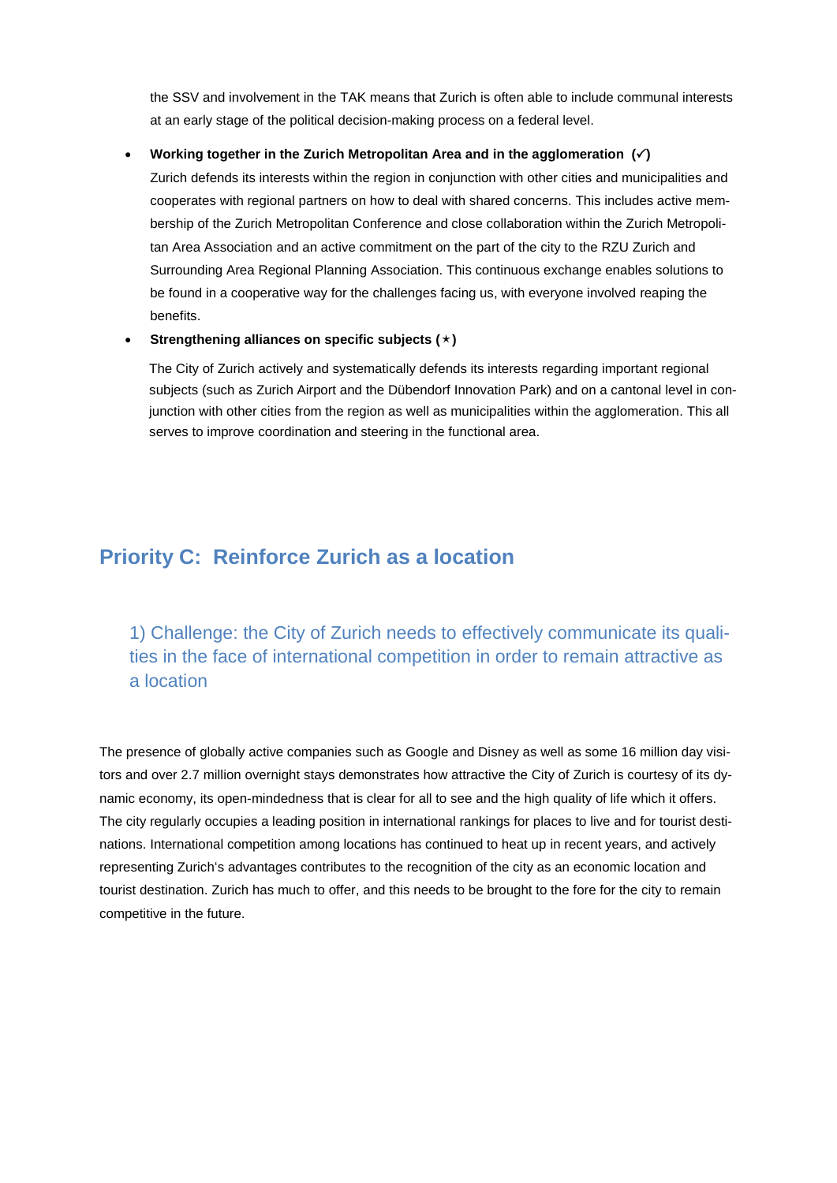the SSV and involvement in the TAK means that Zurich is often able to include communal interests at an early stage of the political decision-making process on a federal level.

- **Working together in the Zurich Metropolitan Area and in the agglomeration (✓)**
  Zurich defends its interests within the region in conjunction with other cities and municipalities and cooperates with regional partners on how to deal with shared concerns. This includes active membership of the Zurich Metropolitan Conference and close collaboration within the Zurich Metropolitan Area Association and an active commitment on the part of the city to the RZU Zurich and Surrounding Area Regional Planning Association. This continuous exchange enables solutions to be found in a cooperative way for the challenges facing us, with everyone involved reaping the benefits.
- **Strengthening alliances on specific subjects (⋆)**

  The City of Zurich actively and systematically defends its interests regarding important regional subjects (such as Zurich Airport and the Dübendorf Innovation Park) and on a cantonal level in conjunction with other cities from the region as well as municipalities within the agglomeration. This all serves to improve coordination and steering in the functional area.

## Priority C: Reinforce Zurich as a location

### 1) Challenge: the City of Zurich needs to effectively communicate its qualities in the face of international competition in order to remain attractive as a location

The presence of globally active companies such as Google and Disney as well as some 16 million day visitors and over 2.7 million overnight stays demonstrates how attractive the City of Zurich is courtesy of its dynamic economy, its open-mindedness that is clear for all to see and the high quality of life which it offers. The city regularly occupies a leading position in international rankings for places to live and for tourist destinations. International competition among locations has continued to heat up in recent years, and actively representing Zurich's advantages contributes to the recognition of the city as an economic location and tourist destination. Zurich has much to offer, and this needs to be brought to the fore for the city to remain competitive in the future.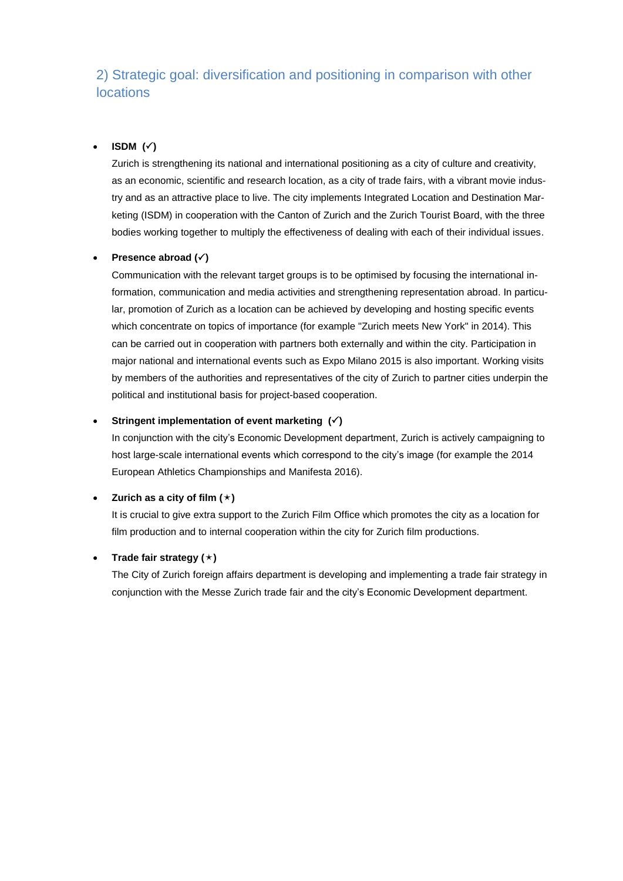## 2) Strategic goal: diversification and positioning in comparison with other locations

- **ISDM (✓)**
  Zurich is strengthening its national and international positioning as a city of culture and creativity, as an economic, scientific and research location, as a city of trade fairs, with a vibrant movie industry and as an attractive place to live. The city implements Integrated Location and Destination Marketing (ISDM) in cooperation with the Canton of Zurich and the Zurich Tourist Board, with the three bodies working together to multiply the effectiveness of dealing with each of their individual issues.

- **Presence abroad (✓)**
  Communication with the relevant target groups is to be optimised by focusing the international information, communication and media activities and strengthening representation abroad. In particular, promotion of Zurich as a location can be achieved by developing and hosting specific events which concentrate on topics of importance (for example "Zurich meets New York" in 2014). This can be carried out in cooperation with partners both externally and within the city. Participation in major national and international events such as Expo Milano 2015 is also important. Working visits by members of the authorities and representatives of the city of Zurich to partner cities underpin the political and institutional basis for project-based cooperation.

- **Stringent implementation of event marketing (✓)**
  In conjunction with the city's Economic Development department, Zurich is actively campaigning to host large-scale international events which correspond to the city's image (for example the 2014 European Athletics Championships and Manifesta 2016).

- **Zurich as a city of film (⋆)**
  It is crucial to give extra support to the Zurich Film Office which promotes the city as a location for film production and to internal cooperation within the city for Zurich film productions.

- **Trade fair strategy (⋆)**
  The City of Zurich foreign affairs department is developing and implementing a trade fair strategy in conjunction with the Messe Zurich trade fair and the city's Economic Development department.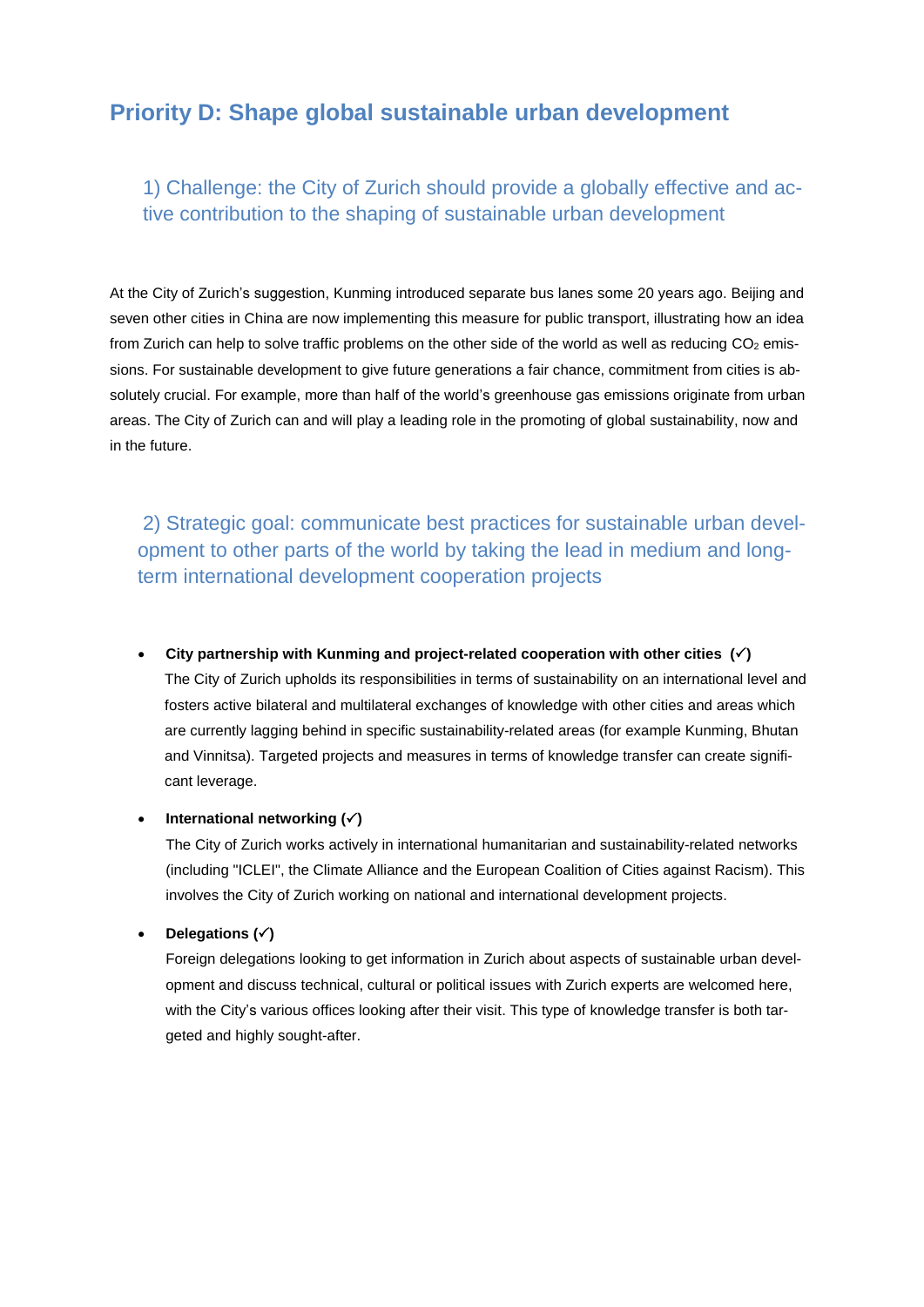# Priority D: Shape global sustainable urban development

## 1) Challenge: the City of Zurich should provide a globally effective and active contribution to the shaping of sustainable urban development

At the City of Zurich's suggestion, Kunming introduced separate bus lanes some 20 years ago. Beijing and seven other cities in China are now implementing this measure for public transport, illustrating how an idea from Zurich can help to solve traffic problems on the other side of the world as well as reducing $CO_2$ emissions. For sustainable development to give future generations a fair chance, commitment from cities is absolutely crucial. For example, more than half of the world's greenhouse gas emissions originate from urban areas. The City of Zurich can and will play a leading role in the promoting of global sustainability, now and in the future.

## 2) Strategic goal: communicate best practices for sustainable urban development to other parts of the world by taking the lead in medium and long-term international development cooperation projects

- **City partnership with Kunming and project-related cooperation with other cities (✓)**
  The City of Zurich upholds its responsibilities in terms of sustainability on an international level and fosters active bilateral and multilateral exchanges of knowledge with other cities and areas which are currently lagging behind in specific sustainability-related areas (for example Kunming, Bhutan and Vinnitsa). Targeted projects and measures in terms of knowledge transfer can create significant leverage.

- **International networking (✓)**
  The City of Zurich works actively in international humanitarian and sustainability-related networks (including "ICLEI", the Climate Alliance and the European Coalition of Cities against Racism). This involves the City of Zurich working on national and international development projects.

- **Delegations (✓)**
  Foreign delegations looking to get information in Zurich about aspects of sustainable urban development and discuss technical, cultural or political issues with Zurich experts are welcomed here, with the City's various offices looking after their visit. This type of knowledge transfer is both targeted and highly sought-after.